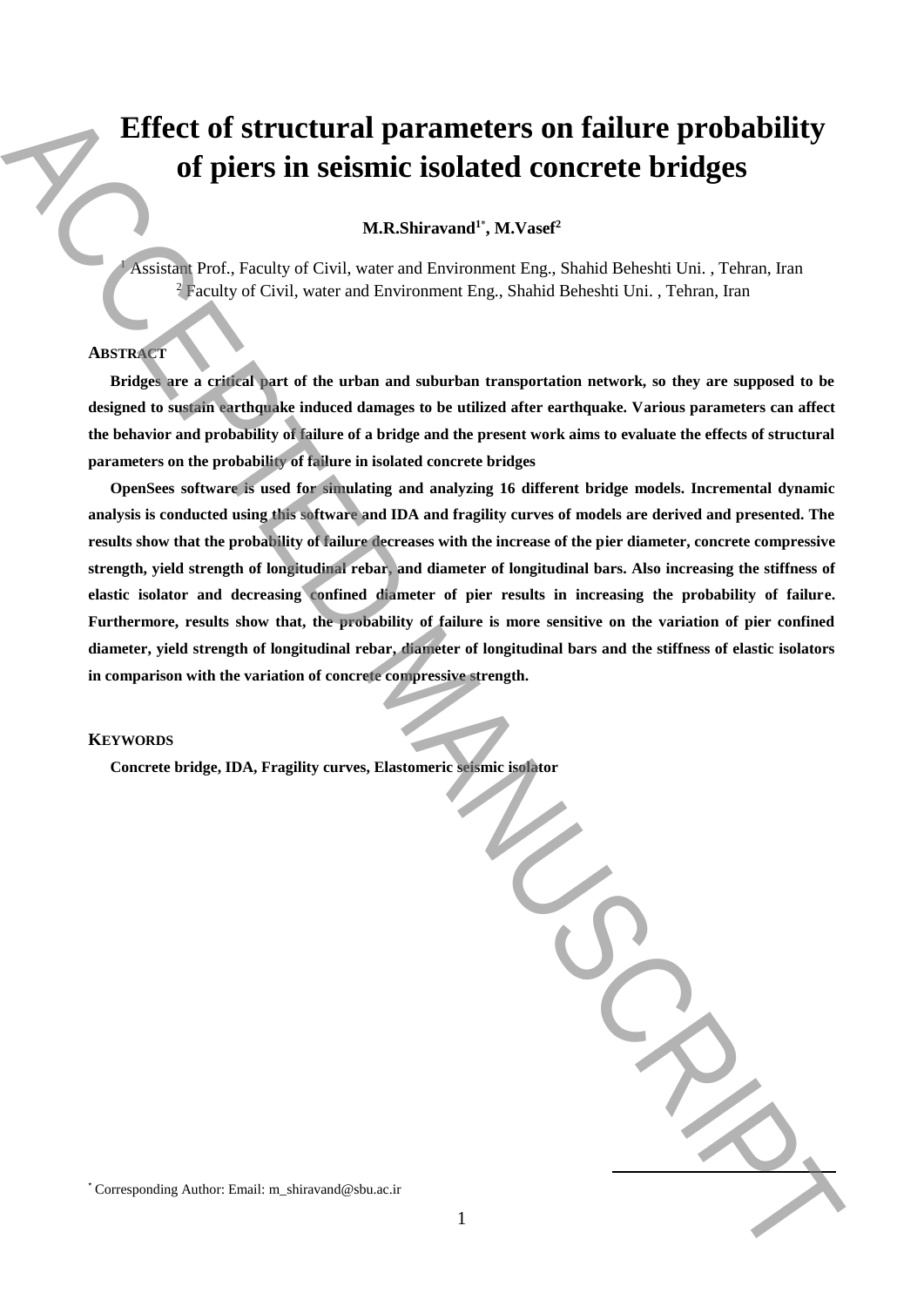# Effect of structural parameters on failure probability of piers in seismic isolated concrete bridges

**M.R.Shiravand[1*], M.Vasef[2]**

[1] Assistant Prof., Faculty of Civil, water and Environment Eng., Shahid Beheshti Uni. , Tehran, Iran
[2] Faculty of Civil, water and Environment Eng., Shahid Beheshti Uni. , Tehran, Iran

## ABSTRACT

**Bridges are a critical part of the urban and suburban transportation network, so they are supposed to be designed to sustain earthquake induced damages to be utilized after earthquake. Various parameters can affect the behavior and probability of failure of a bridge and the present work aims to evaluate the effects of structural parameters on the probability of failure in isolated concrete bridges**

**OpenSees software is used for simulating and analyzing 16 different bridge models. Incremental dynamic analysis is conducted using this software and IDA and fragility curves of models are derived and presented. The results show that the probability of failure decreases with the increase of the pier diameter, concrete compressive strength, yield strength of longitudinal rebar, and diameter of longitudinal bars. Also increasing the stiffness of elastic isolator and decreasing confined diameter of pier results in increasing the probability of failure. Furthermore, results show that, the probability of failure is more sensitive on the variation of pier confined diameter, yield strength of longitudinal rebar, diameter of longitudinal bars and the stiffness of elastic isolators in comparison with the variation of concrete compressive strength.**

## KEYWORDS

**Concrete bridge, IDA, Fragility curves, Elastomeric seismic isolator**

---

[*] Corresponding Author: Email: m_shiravand@sbu.ac.ir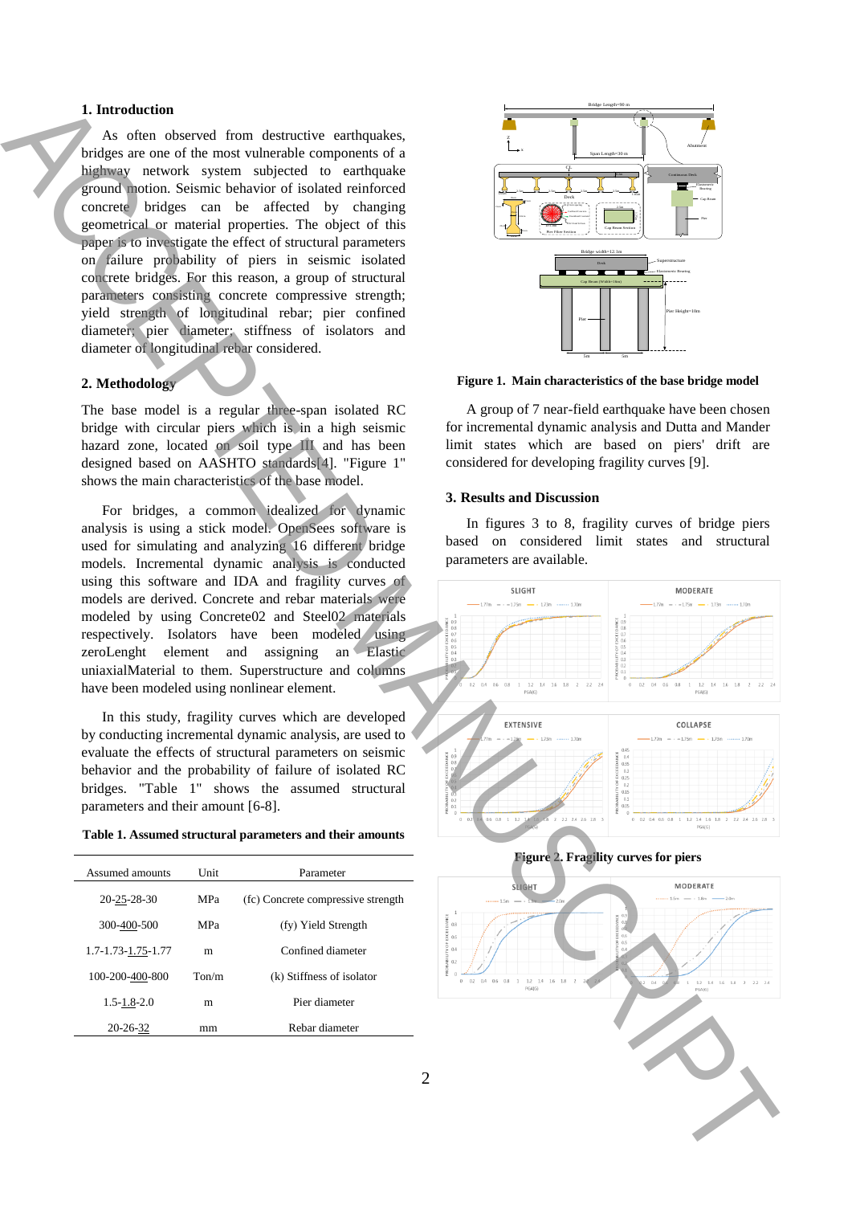## 1. Introduction

As often observed from destructive earthquakes, bridges are one of the most vulnerable components of a highway network system subjected to earthquake ground motion. Seismic behavior of isolated reinforced concrete bridges can be affected by changing geometrical or material properties. The object of this paper is to investigate the effect of structural parameters on failure probability of piers in seismic isolated concrete bridges. For this reason, a group of structural parameters consisting concrete compressive strength; yield strength of longitudinal rebar; pier confined diameter; pier diameter; stiffness of isolators and diameter of longitudinal rebar considered.

## 2. Methodology

The base model is a regular three-span isolated RC bridge with circular piers which is in a high seismic hazard zone, located on soil type III and has been designed based on AASHTO standards[4]. "Figure 1" shows the main characteristics of the base model.

For bridges, a common idealized for dynamic analysis is using a stick model. OpenSees software is used for simulating and analyzing 16 different bridge models. Incremental dynamic analysis is conducted using this software and IDA and fragility curves of models are derived. Concrete and rebar materials were modeled by using Concrete02 and Steel02 materials respectively. Isolators have been modeled using zeroLenght element and assigning an Elastic uniaxialMaterial to them. Superstructure and columns have been modeled using nonlinear element.

In this study, fragility curves which are developed by conducting incremental dynamic analysis, are used to evaluate the effects of structural parameters on seismic behavior and the probability of failure of isolated RC bridges. "Table 1" shows the assumed structural parameters and their amount [6-8].

**Table 1. Assumed structural parameters and their amounts**

| Assumed amounts | Unit | Parameter |
|---|---|---|
| 20-25-28-30 | MPa | (fc) Concrete compressive strength |
| 300-400-500 | MPa | (fy) Yield Strength |
| 1.7-1.73-1.75-1.77 | m | Confined diameter |
| 100-200-400-800 | Ton/m | (k) Stiffness of isolator |
| 1.5-1.8-2.0 | m | Pier diameter |
| 20-26-32 | mm | Rebar diameter |

**Figure 1. Main characteristics of the base bridge model**

A group of 7 near-field earthquake have been chosen for incremental dynamic analysis and Dutta and Mander limit states which are based on piers' drift are considered for developing fragility curves [9].

## 3. Results and Discussion

In figures 3 to 8, fragility curves of bridge piers based on considered limit states and structural parameters are available.

**Figure 2. Fragility curves for piers**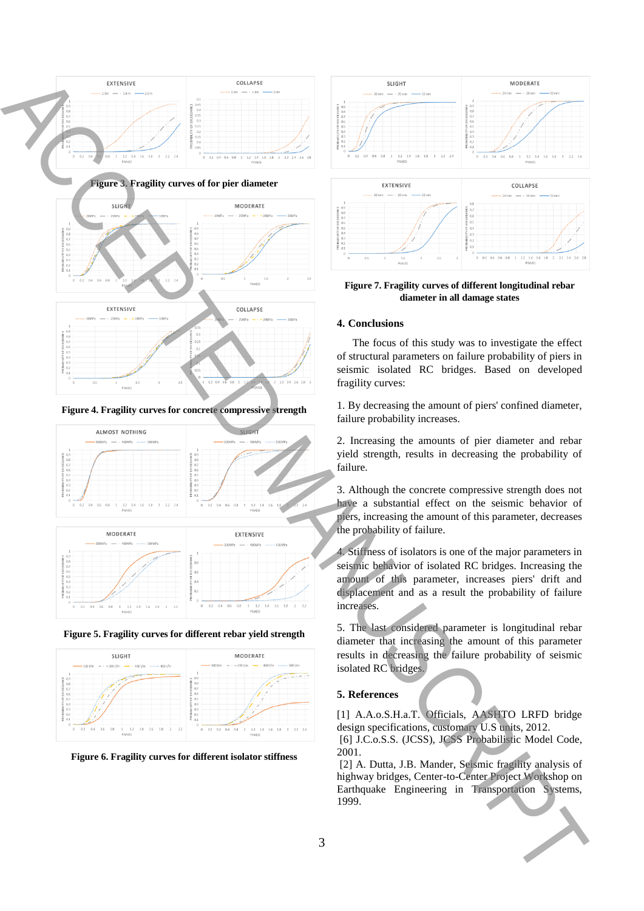EXTENSIVE

1.5m — 1.8m — 2.0 m

COLLAPSE

1.5m — 1.8m — 2.0m

**Figure 3. Fragility curves of for pier diameter**

SLIGHT

20MPa — 25MPa — 28MPa — 30MPa

MODERATE

20MPa — 25MPa — 28MPa — 30MPa

EXTENSIVE

20MPa — 25MPa — 28MPa — 30MPa

COLLAPSE

20MPa — 25MPa — 28MPa — 30MPa

**Figure 4. Fragility curves for concrete compressive strength**

ALMOST NOTHING

300MPa — 400MPa — 500MPa

SLIGHT

300MPa — 400MPa — 500MPa

MODERATE

300MPa — 400MPa — 500MPa

EXTENSIVE

300MPa — 400MPa — 500MPa

**Figure 5. Fragility curves for different rebar yield strength**

SLIGHT

100 t/m — 200 t/m — 400 t/m — 800 t/m

MODERATE

100 t/m — 200 t/m — 400 t/m — 800 t/m

**Figure 6. Fragility curves for different isolator stiffness**

SLIGHT

20 mm — 26 mm — 32 mm

MODERATE

20 mm — 26 mm — 32 mm

EXTENSIVE

20 mm — 26 mm — 32 mm

COLLAPSE

20 mm — 26 mm — 32 mm

**Figure 7. Fragility curves of different longitudinal rebar diameter in all damage states**

## 4. Conclusions

The focus of this study was to investigate the effect of structural parameters on failure probability of piers in seismic isolated RC bridges. Based on developed fragility curves:

1. By decreasing the amount of piers' confined diameter, failure probability increases.

2. Increasing the amounts of pier diameter and rebar yield strength, results in decreasing the probability of failure.

3. Although the concrete compressive strength does not have a substantial effect on the seismic behavior of piers, increasing the amount of this parameter, decreases the probability of failure.

4. Stiffness of isolators is one of the major parameters in seismic behavior of isolated RC bridges. Increasing the amount of this parameter, increases piers' drift and displacement and as a result the probability of failure increases.

5. The last considered parameter is longitudinal rebar diameter that increasing the amount of this parameter results in decreasing the failure probability of seismic isolated RC bridges.

## 5. References

[1] A.A.o.S.H.a.T. Officials, AASHTO LRFD bridge design specifications, customary U.S units, 2012.

[6] J.C.o.S.S. (JCSS), JCSS Probabilistic Model Code, 2001.

[2] A. Dutta, J.B. Mander, Seismic fragility analysis of highway bridges, Center-to-Center Project Workshop on Earthquake Engineering in Transportation Systems, 1999.